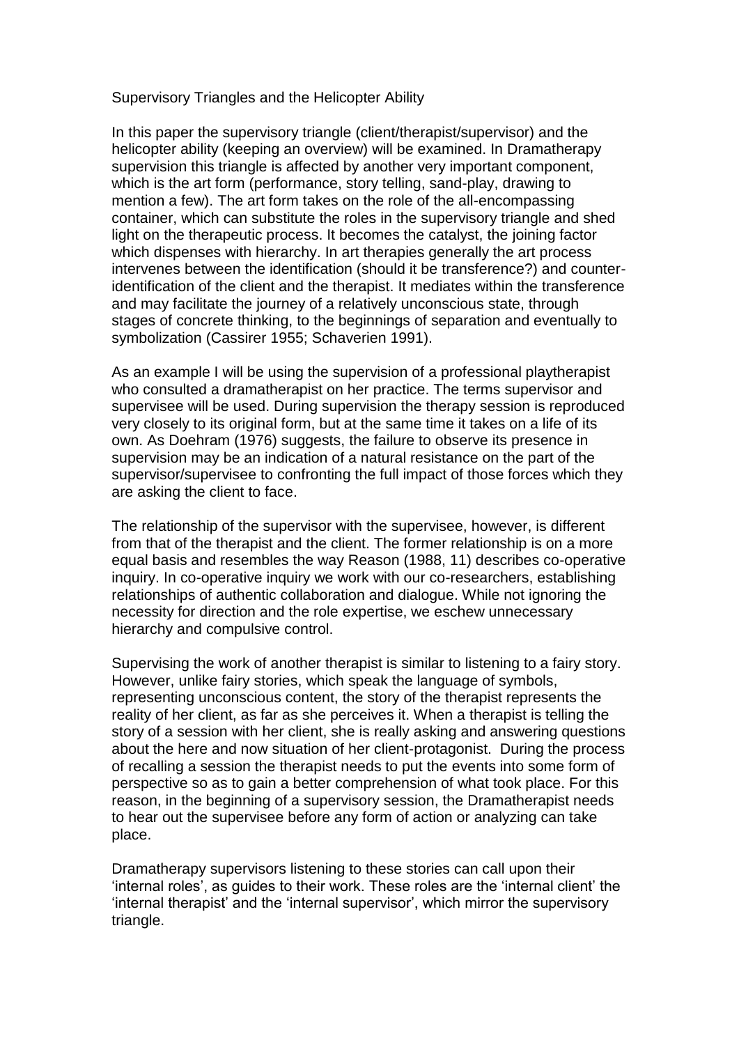# Supervisory Triangles and the Helicopter Ability

In this paper the supervisory triangle (client/therapist/supervisor) and the helicopter ability (keeping an overview) will be examined. In Dramatherapy supervision this triangle is affected by another very important component, which is the art form (performance, story telling, sand-play, drawing to mention a few). The art form takes on the role of the all-encompassing container, which can substitute the roles in the supervisory triangle and shed light on the therapeutic process. It becomes the catalyst, the joining factor which dispenses with hierarchy. In art therapies generally the art process intervenes between the identification (should it be transference?) and counter-identification of the client and the therapist. It mediates within the transference and may facilitate the journey of a relatively unconscious state, through stages of concrete thinking, to the beginnings of separation and eventually to symbolization (Cassirer 1955; Schaverien 1991).

As an example I will be using the supervision of a professional playtherapist who consulted a dramatherapist on her practice. The terms supervisor and supervisee will be used. During supervision the therapy session is reproduced very closely to its original form, but at the same time it takes on a life of its own. As Doehram (1976) suggests, the failure to observe its presence in supervision may be an indication of a natural resistance on the part of the supervisor/supervisee to confronting the full impact of those forces which they are asking the client to face.

The relationship of the supervisor with the supervisee, however, is different from that of the therapist and the client. The former relationship is on a more equal basis and resembles the way Reason (1988, 11) describes co-operative inquiry. In co-operative inquiry we work with our co-researchers, establishing relationships of authentic collaboration and dialogue. While not ignoring the necessity for direction and the role expertise, we eschew unnecessary hierarchy and compulsive control.

Supervising the work of another therapist is similar to listening to a fairy story. However, unlike fairy stories, which speak the language of symbols, representing unconscious content, the story of the therapist represents the reality of her client, as far as she perceives it. When a therapist is telling the story of a session with her client, she is really asking and answering questions about the here and now situation of her client-protagonist. During the process of recalling a session the therapist needs to put the events into some form of perspective so as to gain a better comprehension of what took place. For this reason, in the beginning of a supervisory session, the Dramatherapist needs to hear out the supervisee before any form of action or analyzing can take place.

Dramatherapy supervisors listening to these stories can call upon their 'internal roles', as guides to their work. These roles are the 'internal client' the 'internal therapist' and the 'internal supervisor', which mirror the supervisory triangle.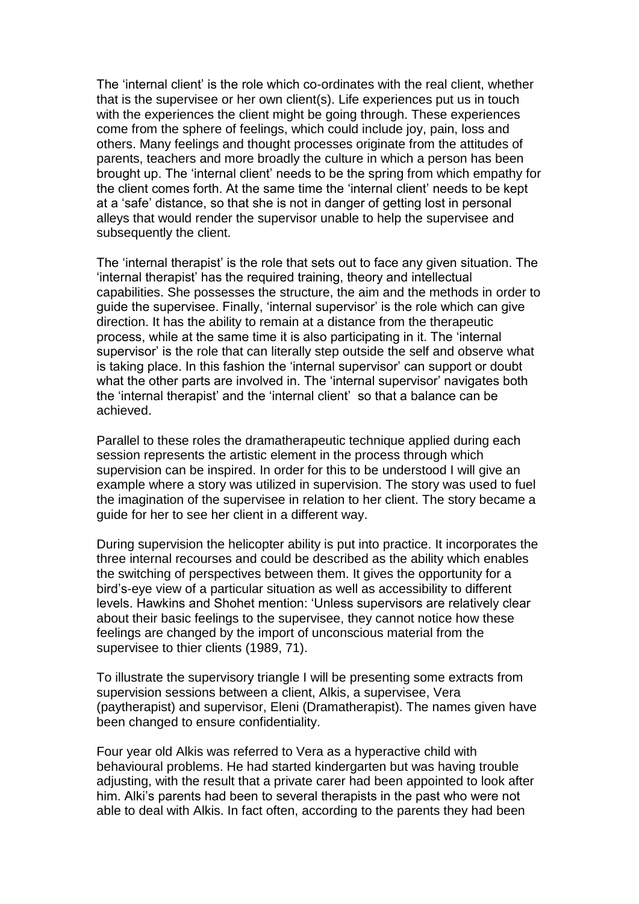The 'internal client' is the role which co-ordinates with the real client, whether that is the supervisee or her own client(s). Life experiences put us in touch with the experiences the client might be going through. These experiences come from the sphere of feelings, which could include joy, pain, loss and others. Many feelings and thought processes originate from the attitudes of parents, teachers and more broadly the culture in which a person has been brought up. The 'internal client' needs to be the spring from which empathy for the client comes forth. At the same time the 'internal client' needs to be kept at a 'safe' distance, so that she is not in danger of getting lost in personal alleys that would render the supervisor unable to help the supervisee and subsequently the client.

The 'internal therapist' is the role that sets out to face any given situation. The 'internal therapist' has the required training, theory and intellectual capabilities. She possesses the structure, the aim and the methods in order to guide the supervisee. Finally, 'internal supervisor' is the role which can give direction. It has the ability to remain at a distance from the therapeutic process, while at the same time it is also participating in it. The 'internal supervisor' is the role that can literally step outside the self and observe what is taking place. In this fashion the 'internal supervisor' can support or doubt what the other parts are involved in. The 'internal supervisor' navigates both the 'internal therapist' and the 'internal client' so that a balance can be achieved.

Parallel to these roles the dramatherapeutic technique applied during each session represents the artistic element in the process through which supervision can be inspired. In order for this to be understood I will give an example where a story was utilized in supervision. The story was used to fuel the imagination of the supervisee in relation to her client. The story became a guide for her to see her client in a different way.

During supervision the helicopter ability is put into practice. It incorporates the three internal recourses and could be described as the ability which enables the switching of perspectives between them. It gives the opportunity for a bird's-eye view of a particular situation as well as accessibility to different levels. Hawkins and Shohet mention: 'Unless supervisors are relatively clear about their basic feelings to the supervisee, they cannot notice how these feelings are changed by the import of unconscious material from the supervisee to thier clients (1989, 71).

To illustrate the supervisory triangle I will be presenting some extracts from supervision sessions between a client, Alkis, a supervisee, Vera (paytherapist) and supervisor, Eleni (Dramatherapist). The names given have been changed to ensure confidentiality.

Four year old Alkis was referred to Vera as a hyperactive child with behavioural problems. He had started kindergarten but was having trouble adjusting, with the result that a private carer had been appointed to look after him. Alki's parents had been to several therapists in the past who were not able to deal with Alkis. In fact often, according to the parents they had been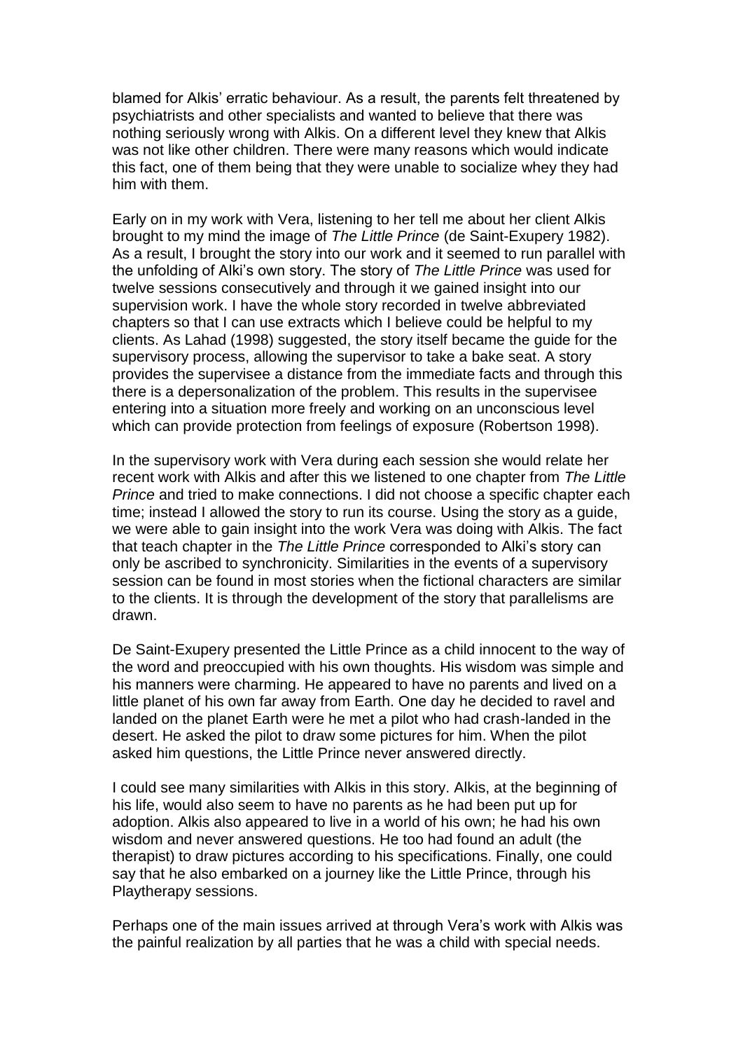blamed for Alkis' erratic behaviour. As a result, the parents felt threatened by psychiatrists and other specialists and wanted to believe that there was nothing seriously wrong with Alkis. On a different level they knew that Alkis was not like other children. There were many reasons which would indicate this fact, one of them being that they were unable to socialize whey they had him with them.

Early on in my work with Vera, listening to her tell me about her client Alkis brought to my mind the image of *The Little Prince* (de Saint-Exupery 1982). As a result, I brought the story into our work and it seemed to run parallel with the unfolding of Alki's own story. The story of *The Little Prince* was used for twelve sessions consecutively and through it we gained insight into our supervision work. I have the whole story recorded in twelve abbreviated chapters so that I can use extracts which I believe could be helpful to my clients. As Lahad (1998) suggested, the story itself became the guide for the supervisory process, allowing the supervisor to take a bake seat. A story provides the supervisee a distance from the immediate facts and through this there is a depersonalization of the problem. This results in the supervisee entering into a situation more freely and working on an unconscious level which can provide protection from feelings of exposure (Robertson 1998).

In the supervisory work with Vera during each session she would relate her recent work with Alkis and after this we listened to one chapter from *The Little Prince* and tried to make connections. I did not choose a specific chapter each time; instead I allowed the story to run its course. Using the story as a guide, we were able to gain insight into the work Vera was doing with Alkis. The fact that teach chapter in the *The Little Prince* corresponded to Alki's story can only be ascribed to synchronicity. Similarities in the events of a supervisory session can be found in most stories when the fictional characters are similar to the clients. It is through the development of the story that parallelisms are drawn.

De Saint-Exupery presented the Little Prince as a child innocent to the way of the word and preoccupied with his own thoughts. His wisdom was simple and his manners were charming. He appeared to have no parents and lived on a little planet of his own far away from Earth. One day he decided to ravel and landed on the planet Earth were he met a pilot who had crash-landed in the desert. He asked the pilot to draw some pictures for him. When the pilot asked him questions, the Little Prince never answered directly.

I could see many similarities with Alkis in this story. Alkis, at the beginning of his life, would also seem to have no parents as he had been put up for adoption. Alkis also appeared to live in a world of his own; he had his own wisdom and never answered questions. He too had found an adult (the therapist) to draw pictures according to his specifications. Finally, one could say that he also embarked on a journey like the Little Prince, through his Playtherapy sessions.

Perhaps one of the main issues arrived at through Vera's work with Alkis was the painful realization by all parties that he was a child with special needs.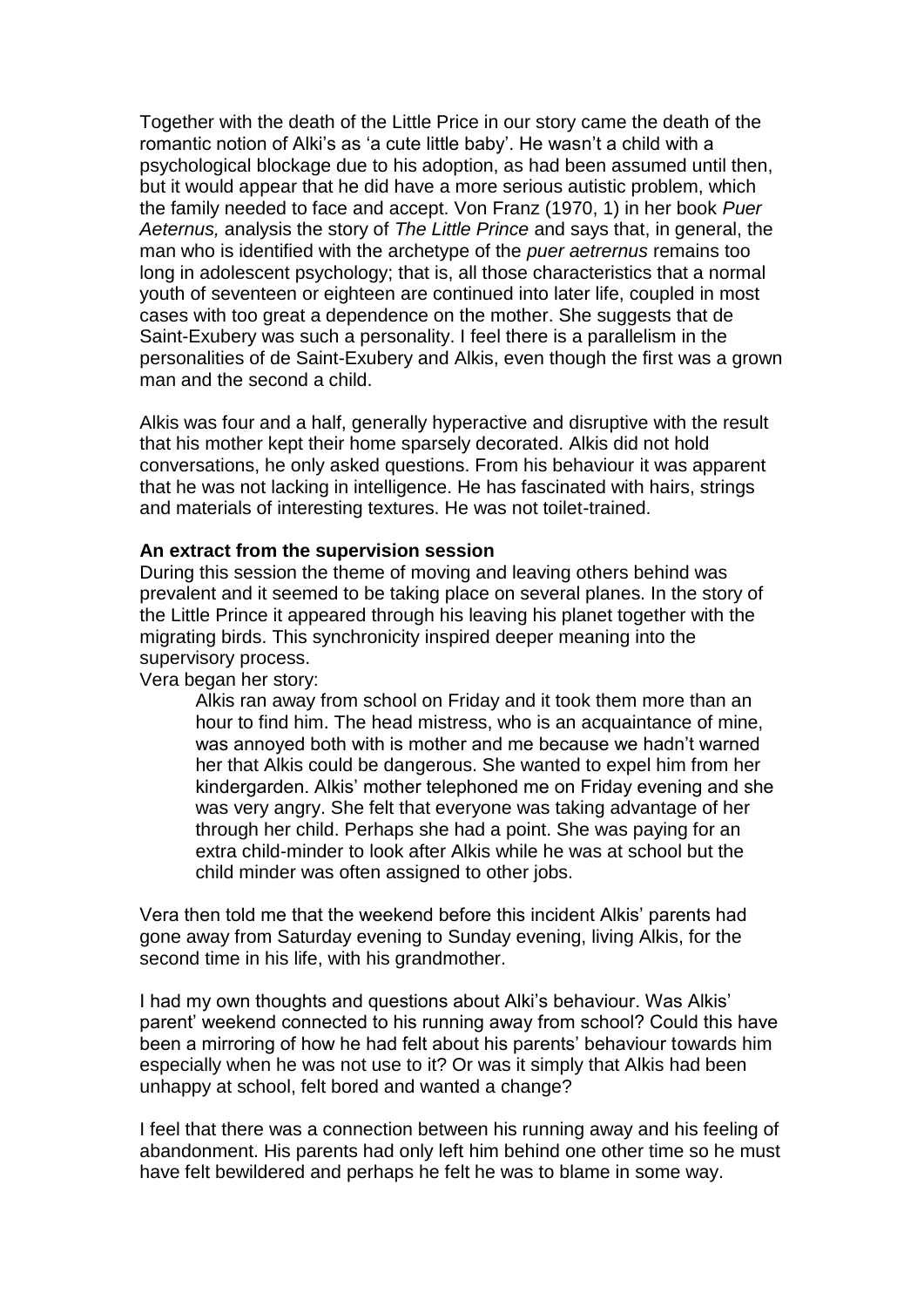Together with the death of the Little Price in our story came the death of the romantic notion of Alki's as 'a cute little baby'. He wasn't a child with a psychological blockage due to his adoption, as had been assumed until then, but it would appear that he did have a more serious autistic problem, which the family needed to face and accept. Von Franz (1970, 1) in her book *Puer Aeternus,* analysis the story of *The Little Prince* and says that, in general, the man who is identified with the archetype of the *puer aetrernus* remains too long in adolescent psychology; that is, all those characteristics that a normal youth of seventeen or eighteen are continued into later life, coupled in most cases with too great a dependence on the mother. She suggests that de Saint-Exubery was such a personality. I feel there is a parallelism in the personalities of de Saint-Exubery and Alkis, even though the first was a grown man and the second a child.

Alkis was four and a half, generally hyperactive and disruptive with the result that his mother kept their home sparsely decorated. Alkis did not hold conversations, he only asked questions. From his behaviour it was apparent that he was not lacking in intelligence. He has fascinated with hairs, strings and materials of interesting textures. He was not toilet-trained.

**An extract from the supervision session**

During this session the theme of moving and leaving others behind was prevalent and it seemed to be taking place on several planes. In the story of the Little Prince it appeared through his leaving his planet together with the migrating birds. This synchronicity inspired deeper meaning into the supervisory process.

Vera began her story:

> Alkis ran away from school on Friday and it took them more than an hour to find him. The head mistress, who is an acquaintance of mine, was annoyed both with is mother and me because we hadn't warned her that Alkis could be dangerous. She wanted to expel him from her kindergarden. Alkis' mother telephoned me on Friday evening and she was very angry. She felt that everyone was taking advantage of her through her child. Perhaps she had a point. She was paying for an extra child-minder to look after Alkis while he was at school but the child minder was often assigned to other jobs.

Vera then told me that the weekend before this incident Alkis' parents had gone away from Saturday evening to Sunday evening, living Alkis, for the second time in his life, with his grandmother.

I had my own thoughts and questions about Alki's behaviour. Was Alkis' parent' weekend connected to his running away from school? Could this have been a mirroring of how he had felt about his parents' behaviour towards him especially when he was not use to it? Or was it simply that Alkis had been unhappy at school, felt bored and wanted a change?

I feel that there was a connection between his running away and his feeling of abandonment. His parents had only left him behind one other time so he must have felt bewildered and perhaps he felt he was to blame in some way.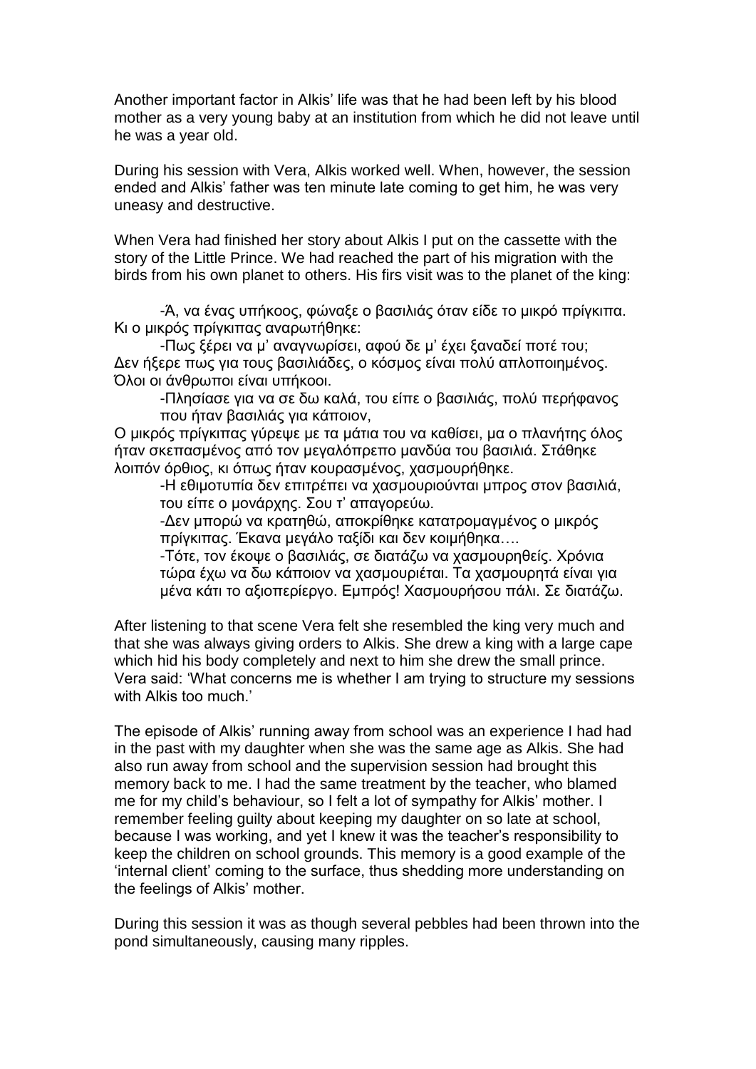Another important factor in Alkis' life was that he had been left by his blood mother as a very young baby at an institution from which he did not leave until he was a year old.

During his session with Vera, Alkis worked well. When, however, the session ended and Alkis' father was ten minute late coming to get him, he was very uneasy and destructive.

When Vera had finished her story about Alkis I put on the cassette with the story of the Little Prince. We had reached the part of his migration with the birds from his own planet to others. His firs visit was to the planet of the king:

> -Ά, να ένας υπήκοος, φώναξε ο βασιλιάς όταν είδε το μικρό πρίγκιπα. Κι ο μικρός πρίγκιπας αναρωτήθηκε:
>
> -Πως ξέρει να μ' αναγνωρίσει, αφού δε μ' έχει ξαναδεί ποτέ του; Δεν ήξερε πως για τους βασιλιάδες, ο κόσμος είναι πολύ απλοποιημένος. Όλοι οι άνθρωποι είναι υπήκοοι.
>
> -Πλησίασε για να σε δω καλά, του είπε ο βασιλιάς, πολύ περήφανος που ήταν βασιλιάς για κάποιον,
>
> Ο μικρός πρίγκιπας γύρεψε με τα μάτια του να καθίσει, μα ο πλανήτης όλος ήταν σκεπασμένος από τον μεγαλόπρεπο μανδύα του βασιλιά. Στάθηκε λοιπόν όρθιος, κι όπως ήταν κουρασμένος, χασμουρήθηκε.
>
> -Η εθιμοτυπία δεν επιτρέπει να χασμουριούνται μπρος στον βασιλιά, του είπε ο μονάρχης. Σου τ' απαγορεύω.
>
> -Δεν μπορώ να κρατηθώ, αποκρίθηκε κατατρομαγμένος ο μικρός πρίγκιπας. Έκανα μεγάλο ταξίδι και δεν κοιμήθηκα….
>
> -Τότε, τον έκοψε ο βασιλιάς, σε διατάζω να χασμουρηθείς. Χρόνια τώρα έχω να δω κάποιον να χασμουριέται. Τα χασμουρητά είναι για μένα κάτι το αξιοπερίεργο. Εμπρός! Χασμουρήσου πάλι. Σε διατάζω.

After listening to that scene Vera felt she resembled the king very much and that she was always giving orders to Alkis. She drew a king with a large cape which hid his body completely and next to him she drew the small prince. Vera said: 'What concerns me is whether I am trying to structure my sessions with Alkis too much.'

The episode of Alkis' running away from school was an experience I had had in the past with my daughter when she was the same age as Alkis. She had also run away from school and the supervision session had brought this memory back to me. I had the same treatment by the teacher, who blamed me for my child's behaviour, so I felt a lot of sympathy for Alkis' mother. I remember feeling guilty about keeping my daughter on so late at school, because I was working, and yet I knew it was the teacher's responsibility to keep the children on school grounds. This memory is a good example of the 'internal client' coming to the surface, thus shedding more understanding on the feelings of Alkis' mother.

During this session it was as though several pebbles had been thrown into the pond simultaneously, causing many ripples.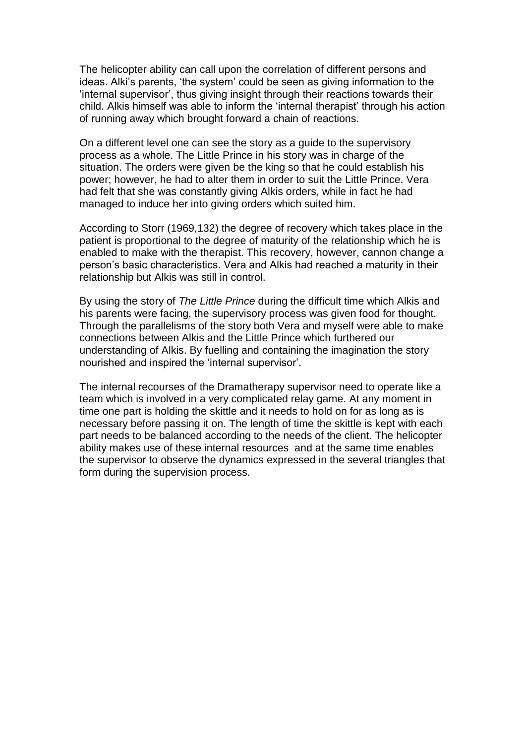The helicopter ability can call upon the correlation of different persons and ideas. Alki's parents, 'the system' could be seen as giving information to the 'internal supervisor', thus giving insight through their reactions towards their child. Alkis himself was able to inform the 'internal therapist' through his action of running away which brought forward a chain of reactions.

On a different level one can see the story as a guide to the supervisory process as a whole. The Little Prince in his story was in charge of the situation. The orders were given be the king so that he could establish his power; however, he had to alter them in order to suit the Little Prince. Vera had felt that she was constantly giving Alkis orders, while in fact he had managed to induce her into giving orders which suited him.

According to Storr (1969,132) the degree of recovery which takes place in the patient is proportional to the degree of maturity of the relationship which he is enabled to make with the therapist. This recovery, however, cannon change a person's basic characteristics. Vera and Alkis had reached a maturity in their relationship but Alkis was still in control.

By using the story of *The Little Prince* during the difficult time which Alkis and his parents were facing, the supervisory process was given food for thought. Through the parallelisms of the story both Vera and myself were able to make connections between Alkis and the Little Prince which furthered our understanding of Alkis. By fuelling and containing the imagination the story nourished and inspired the 'internal supervisor'.

The internal recourses of the Dramatherapy supervisor need to operate like a team which is involved in a very complicated relay game. At any moment in time one part is holding the skittle and it needs to hold on for as long as is necessary before passing it on. The length of time the skittle is kept with each part needs to be balanced according to the needs of the client. The helicopter ability makes use of these internal resources and at the same time enables the supervisor to observe the dynamics expressed in the several triangles that form during the supervision process.